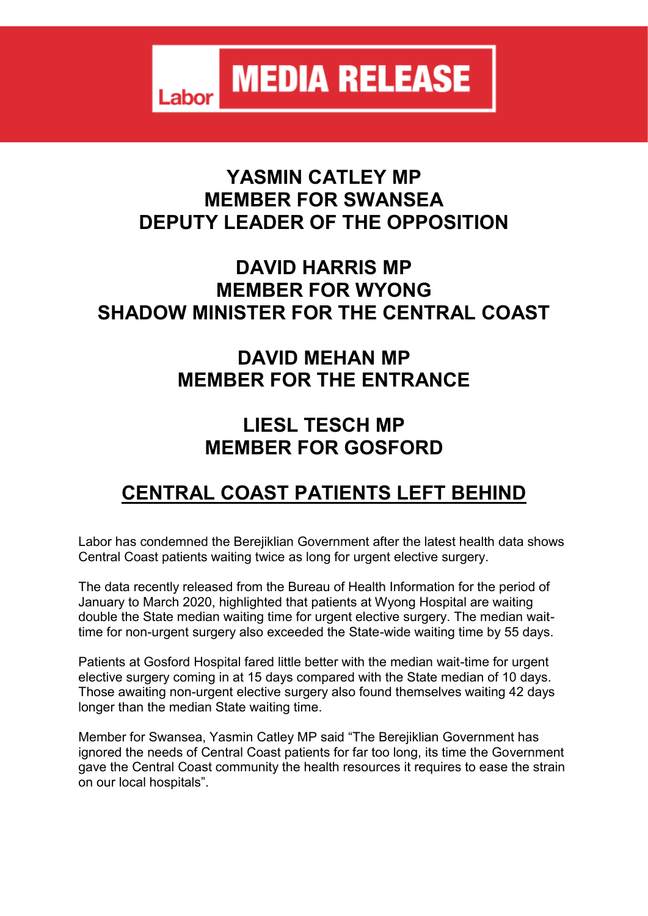**Labor** **MEDIA RELEASE**

## YASMIN CATLEY MP
## MEMBER FOR SWANSEA
## DEPUTY LEADER OF THE OPPOSITION

## DAVID HARRIS MP
## MEMBER FOR WYONG
## SHADOW MINISTER FOR THE CENTRAL COAST

## DAVID MEHAN MP
## MEMBER FOR THE ENTRANCE

## LIESL TESCH MP
## MEMBER FOR GOSFORD

# CENTRAL COAST PATIENTS LEFT BEHIND

Labor has condemned the Berejiklian Government after the latest health data shows Central Coast patients waiting twice as long for urgent elective surgery.

The data recently released from the Bureau of Health Information for the period of January to March 2020, highlighted that patients at Wyong Hospital are waiting double the State median waiting time for urgent elective surgery. The median wait-time for non-urgent surgery also exceeded the State-wide waiting time by 55 days.

Patients at Gosford Hospital fared little better with the median wait-time for urgent elective surgery coming in at 15 days compared with the State median of 10 days. Those awaiting non-urgent elective surgery also found themselves waiting 42 days longer than the median State waiting time.

Member for Swansea, Yasmin Catley MP said "The Berejiklian Government has ignored the needs of Central Coast patients for far too long, its time the Government gave the Central Coast community the health resources it requires to ease the strain on our local hospitals".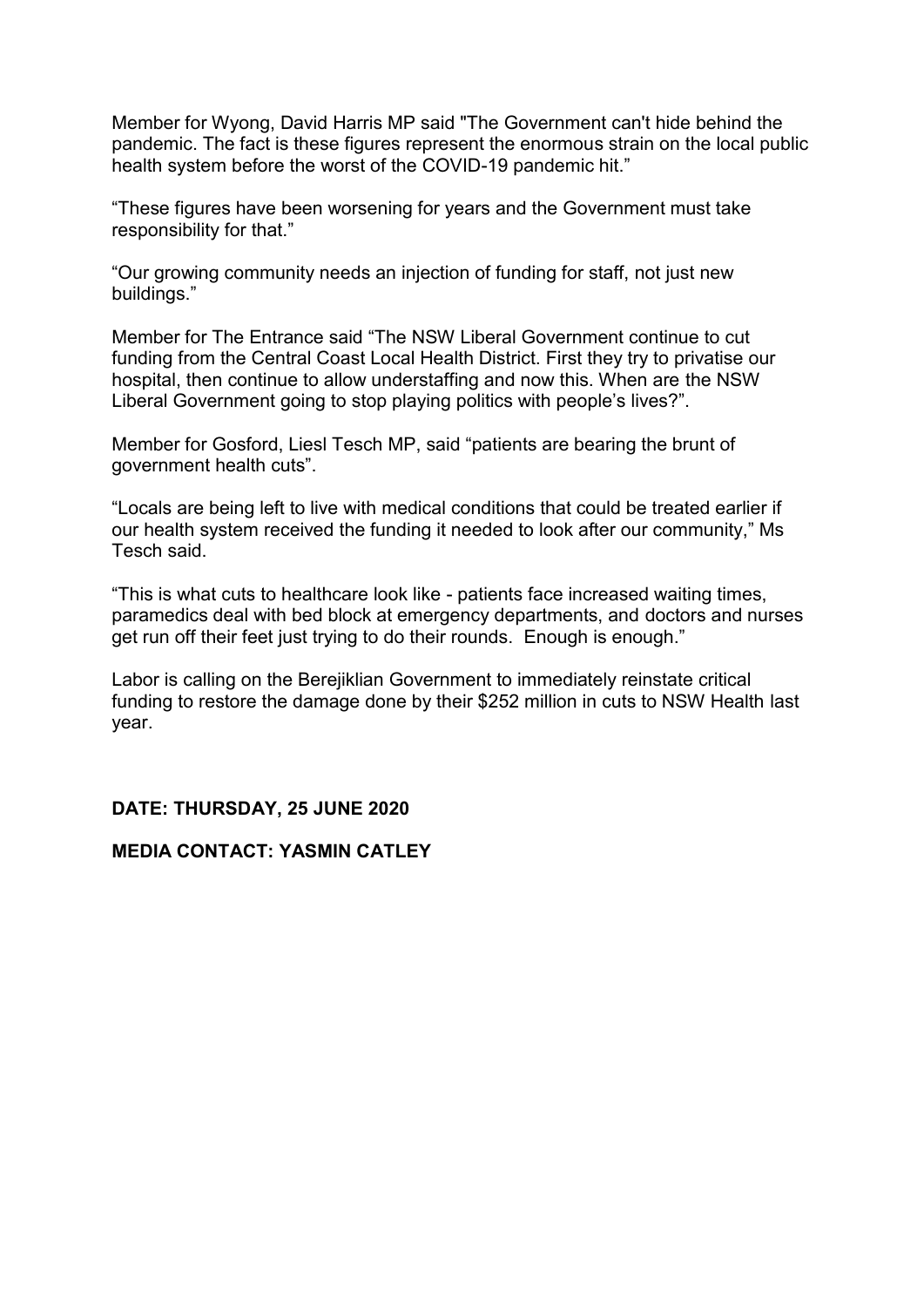Member for Wyong, David Harris MP said "The Government can't hide behind the pandemic. The fact is these figures represent the enormous strain on the local public health system before the worst of the COVID-19 pandemic hit."

"These figures have been worsening for years and the Government must take responsibility for that."

"Our growing community needs an injection of funding for staff, not just new buildings."

Member for The Entrance said "The NSW Liberal Government continue to cut funding from the Central Coast Local Health District. First they try to privatise our hospital, then continue to allow understaffing and now this. When are the NSW Liberal Government going to stop playing politics with people's lives?".

Member for Gosford, Liesl Tesch MP, said "patients are bearing the brunt of government health cuts".

"Locals are being left to live with medical conditions that could be treated earlier if our health system received the funding it needed to look after our community," Ms Tesch said.

"This is what cuts to healthcare look like - patients face increased waiting times, paramedics deal with bed block at emergency departments, and doctors and nurses get run off their feet just trying to do their rounds. Enough is enough."

Labor is calling on the Berejiklian Government to immediately reinstate critical funding to restore the damage done by their $252 million in cuts to NSW Health last year.

**DATE: THURSDAY, 25 JUNE 2020**

**MEDIA CONTACT: YASMIN CATLEY**